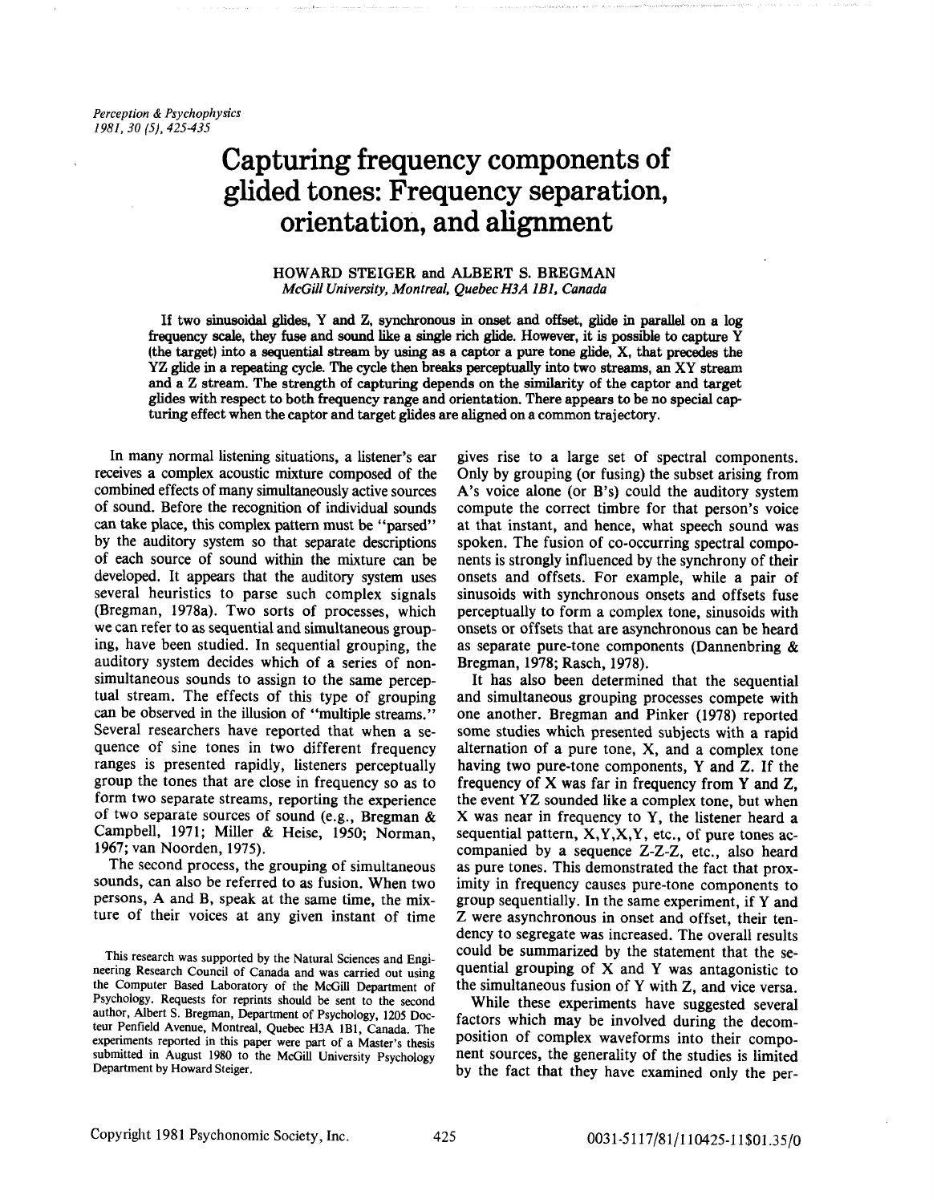# Capturing frequency components of glided tones: Frequency separation, orientation, and alignment

HOWARD STEIGER and ALBERT S. BREGMAN
*McGill University, Montreal, Quebec H3A 1B1, Canada*

**If two sinusoidal glides, Y and Z, synchronous in onset and offset, glide in parallel on a log frequency scale, they fuse and sound like a single rich glide. However, it is possible to capture Y (the target) into a sequential stream by using as a captor a pure tone glide, X, that precedes the YZ glide in a repeating cycle. The cycle then breaks perceptually into two streams, an XY stream and a Z stream. The strength of capturing depends on the similarity of the captor and target glides with respect to both frequency range and orientation. There appears to be no special capturing effect when the captor and target glides are aligned on a common trajectory.**

In many normal listening situations, a listener's ear receives a complex acoustic mixture composed of the combined effects of many simultaneously active sources of sound. Before the recognition of individual sounds can take place, this complex pattern must be "parsed" by the auditory system so that separate descriptions of each source of sound within the mixture can be developed. It appears that the auditory system uses several heuristics to parse such complex signals (Bregman, 1978a). Two sorts of processes, which we can refer to as sequential and simultaneous grouping, have been studied. In sequential grouping, the auditory system decides which of a series of nonsimultaneous sounds to assign to the same perceptual stream. The effects of this type of grouping can be observed in the illusion of "multiple streams." Several researchers have reported that when a sequence of sine tones in two different frequency ranges is presented rapidly, listeners perceptually group the tones that are close in frequency so as to form two separate streams, reporting the experience of two separate sources of sound (e.g., Bregman & Campbell, 1971; Miller & Heise, 1950; Norman, 1967; van Noorden, 1975).

The second process, the grouping of simultaneous sounds, can also be referred to as fusion. When two persons, A and B, speak at the same time, the mixture of their voices at any given instant of time gives rise to a large set of spectral components. Only by grouping (or fusing) the subset arising from A's voice alone (or B's) could the auditory system compute the correct timbre for that person's voice at that instant, and hence, what speech sound was spoken. The fusion of co-occurring spectral components is strongly influenced by the synchrony of their onsets and offsets. For example, while a pair of sinusoids with synchronous onsets and offsets fuse perceptually to form a complex tone, sinusoids with onsets or offsets that are asynchronous can be heard as separate pure-tone components (Dannenbring & Bregman, 1978; Rasch, 1978).

It has also been determined that the sequential and simultaneous grouping processes compete with one another. Bregman and Pinker (1978) reported some studies which presented subjects with a rapid alternation of a pure tone, X, and a complex tone having two pure-tone components, Y and Z. If the frequency of X was far in frequency from Y and Z, the event YZ sounded like a complex tone, but when X was near in frequency to Y, the listener heard a sequential pattern, X,Y,X,Y, etc., of pure tones accompanied by a sequence Z-Z-Z, etc., also heard as pure tones. This demonstrated the fact that proximity in frequency causes pure-tone components to group sequentially. In the same experiment, if Y and Z were asynchronous in onset and offset, their tendency to segregate was increased. The overall results could be summarized by the statement that the sequential grouping of X and Y was antagonistic to the simultaneous fusion of Y with Z, and vice versa.

While these experiments have suggested several factors which may be involved during the decomposition of complex waveforms into their component sources, the generality of the studies is limited by the fact that they have examined only the per-

This research was supported by the Natural Sciences and Engineering Research Council of Canada and was carried out using the Computer Based Laboratory of the McGill Department of Psychology. Requests for reprints should be sent to the second author, Albert S. Bregman, Department of Psychology, 1205 Docteur Penfield Avenue, Montreal, Quebec H3A 1B1, Canada. The experiments reported in this paper were part of a Master's thesis submitted in August 1980 to the McGill University Psychology Department by Howard Steiger.

Copyright 1981 Psychonomic Society, Inc. 0031-5117/81/110425-11$01.35/0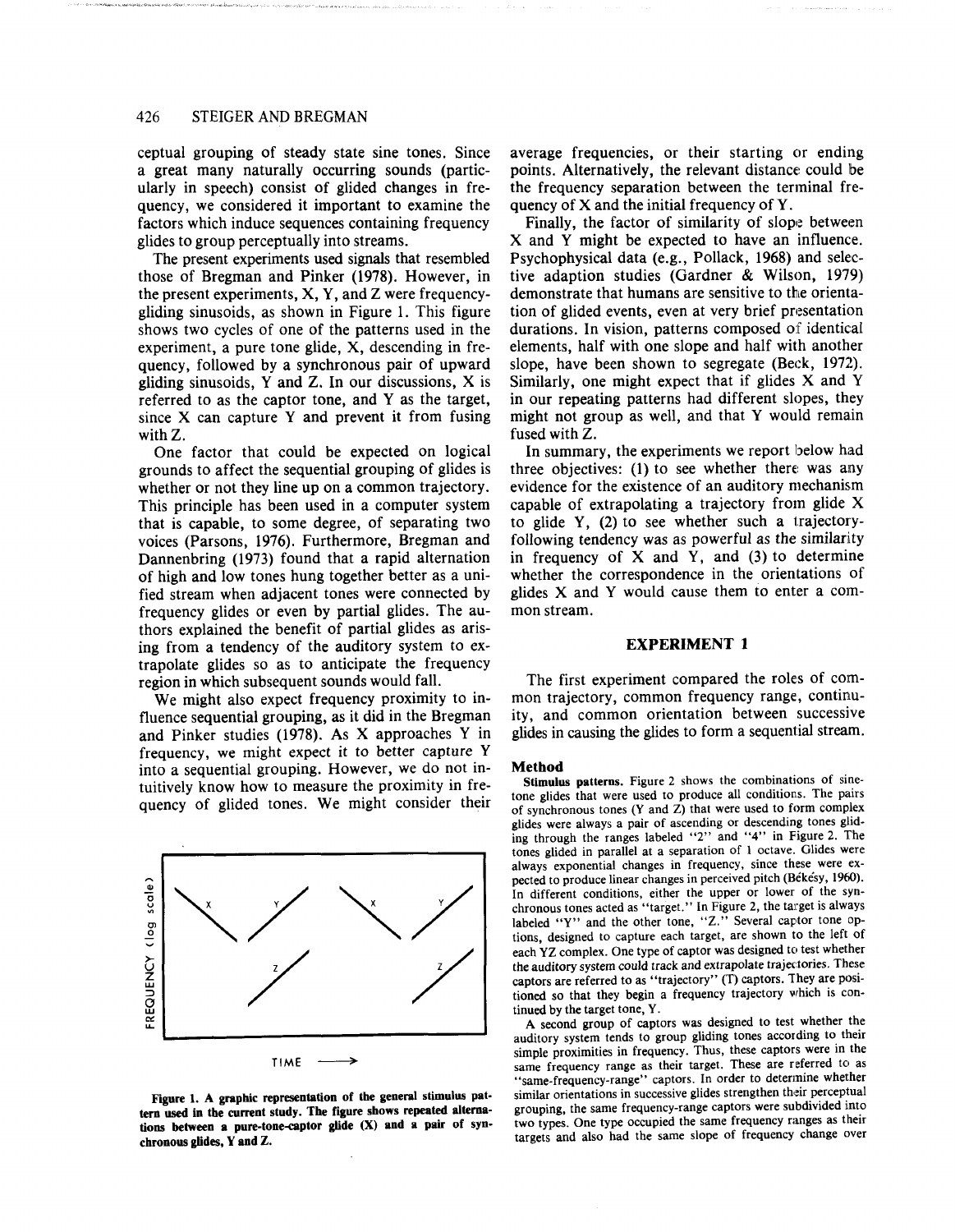ceptual grouping of steady state sine tones. Since a great many naturally occurring sounds (particularly in speech) consist of glided changes in frequency, we considered it important to examine the factors which induce sequences containing frequency glides to group perceptually into streams.

The present experiments used signals that resembled those of Bregman and Pinker (1978). However, in the present experiments, X, Y, and Z were frequency-gliding sinusoids, as shown in Figure 1. This figure shows two cycles of one of the patterns used in the experiment, a pure tone glide, X, descending in frequency, followed by a synchronous pair of upward gliding sinusoids, Y and Z. In our discussions, X is referred to as the captor tone, and Y as the target, since X can capture Y and prevent it from fusing with Z.

One factor that could be expected on logical grounds to affect the sequential grouping of glides is whether or not they line up on a common trajectory. This principle has been used in a computer system that is capable, to some degree, of separating two voices (Parsons, 1976). Furthermore, Bregman and Dannenbring (1973) found that a rapid alternation of high and low tones hung together better as a unified stream when adjacent tones were connected by frequency glides or even by partial glides. The authors explained the benefit of partial glides as arising from a tendency of the auditory system to extrapolate glides so as to anticipate the frequency region in which subsequent sounds would fall.

We might also expect frequency proximity to influence sequential grouping, as it did in the Bregman and Pinker studies (1978). As X approaches Y in frequency, we might expect it to better capture Y into a sequential grouping. However, we do not intuitively know how to measure the proximity in frequency of glided tones. We might consider their average frequencies, or their starting or ending points. Alternatively, the relevant distance could be the frequency separation between the terminal frequency of X and the initial frequency of Y.

Finally, the factor of similarity of slope between X and Y might be expected to have an influence. Psychophysical data (e.g., Pollack, 1968) and selective adaption studies (Gardner & Wilson, 1979) demonstrate that humans are sensitive to the orientation of glided events, even at very brief presentation durations. In vision, patterns composed of identical elements, half with one slope and half with another slope, have been shown to segregate (Beck, 1972). Similarly, one might expect that if glides X and Y in our repeating patterns had different slopes, they might not group as well, and that Y would remain fused with Z.

In summary, the experiments we report below had three objectives: (1) to see whether there was any evidence for the existence of an auditory mechanism capable of extrapolating a trajectory from glide X to glide Y, (2) to see whether such a trajectory-following tendency was as powerful as the similarity in frequency of X and Y, and (3) to determine whether the correspondence in the orientations of glides X and Y would cause them to enter a common stream.

Figure 1. A graphic representation of the general stimulus pattern used in the current study. The figure shows repeated alternations between a pure-tone-captor glide (X) and a pair of synchronous glides, Y and Z.

## EXPERIMENT 1

The first experiment compared the roles of common trajectory, common frequency range, continuity, and common orientation between successive glides in causing the glides to form a sequential stream.

### Method

**Stimulus patterns.** Figure 2 shows the combinations of sine-tone glides that were used to produce all conditions. The pairs of synchronous tones (Y and Z) that were used to form complex glides were always a pair of ascending or descending tones gliding through the ranges labeled "2" and "4" in Figure 2. The tones glided in parallel at a separation of 1 octave. Glides were always exponential changes in frequency, since these were expected to produce linear changes in perceived pitch (Békésy, 1960). In different conditions, either the upper or lower of the synchronous tones acted as "target." In Figure 2, the target is always labeled "Y" and the other tone, "Z." Several captor tone options, designed to capture each target, are shown to the left of each YZ complex. One type of captor was designed to test whether the auditory system could track and extrapolate trajectories. These captors are referred to as "trajectory" (T) captors. They are positioned so that they begin a frequency trajectory which is continued by the target tone, Y.

A second group of captors was designed to test whether the auditory system tends to group gliding tones according to their simple proximities in frequency. Thus, these captors were in the same frequency range as their target. These are referred to as "same-frequency-range" captors. In order to determine whether similar orientations in successive glides strengthen their perceptual grouping, the same frequency-range captors were subdivided into two types. One type occupied the same frequency ranges as their targets and also had the same slope of frequency change over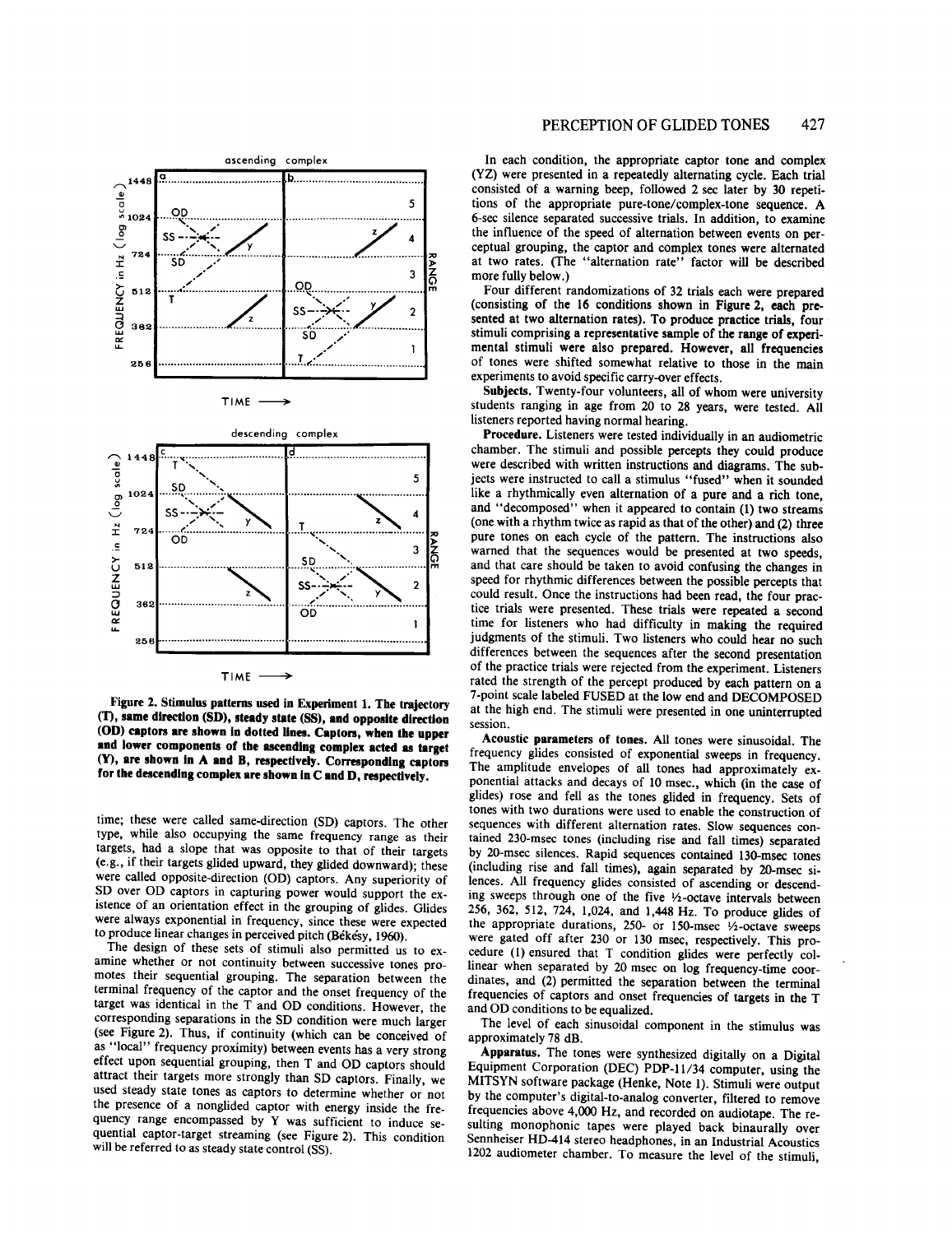Figure 2. Stimulus patterns used in Experiment 1. The trajectory (T), same direction (SD), steady state (SS), and opposite direction (OD) captors are shown in dotted lines. Captors, when the upper and lower components of the ascending complex acted as target (Y), are shown in A and B, respectively. Corresponding captors for the descending complex are shown in C and D, respectively.

time; these were called same-direction (SD) captors. The other type, while also occupying the same frequency range as their targets, had a slope that was opposite to that of their targets (e.g., if their targets glided upward, they glided downward); these were called opposite-direction (OD) captors. Any superiority of SD over OD captors in capturing power would support the existence of an orientation effect in the grouping of glides. Glides were always exponential in frequency, since these were expected to produce linear changes in perceived pitch (Békésy, 1960).

The design of these sets of stimuli also permitted us to examine whether or not continuity between successive tones promotes their sequential grouping. The separation between the terminal frequency of the captor and the onset frequency of the target was identical in the T and OD conditions. However, the corresponding separations in the SD condition were much larger (see Figure 2). Thus, if continuity (which can be conceived of as "local" frequency proximity) between events has a very strong effect upon sequential grouping, then T and OD captors should attract their targets more strongly than SD captors. Finally, we used steady state tones as captors to determine whether or not the presence of a nonglided captor with energy inside the frequency range encompassed by Y was sufficient to induce sequential captor-target streaming (see Figure 2). This condition will be referred to as steady state control (SS).

In each condition, the appropriate captor tone and complex (YZ) were presented in a repeatedly alternating cycle. Each trial consisted of a warning beep, followed 2 sec later by 30 repetitions of the appropriate pure-tone/complex-tone sequence. A 6-sec silence separated successive trials. In addition, to examine the influence of the speed of alternation between events on perceptual grouping, the captor and complex tones were alternated at two rates. (The "alternation rate" factor will be described more fully below.)

Four different randomizations of 32 trials each were prepared (consisting of the 16 conditions shown in Figure 2, each presented at two alternation rates). To produce practice trials, four stimuli comprising a representative sample of the range of experimental stimuli were also prepared. However, all frequencies of tones were shifted somewhat relative to those in the main experiments to avoid specific carry-over effects.

**Subjects.** Twenty-four volunteers, all of whom were university students ranging in age from 20 to 28 years, were tested. All listeners reported having normal hearing.

**Procedure.** Listeners were tested individually in an audiometric chamber. The stimuli and possible percepts they could produce were described with written instructions and diagrams. The subjects were instructed to call a stimulus "fused" when it sounded like a rhythmically even alternation of a pure and a rich tone, and "decomposed" when it appeared to contain (1) two streams (one with a rhythm twice as rapid as that of the other) and (2) three pure tones on each cycle of the pattern. The instructions also warned that the sequences would be presented at two speeds, and that care should be taken to avoid confusing the changes in speed for rhythmic differences between the possible percepts that could result. Once the instructions had been read, the four practice trials were presented. These trials were repeated a second time for listeners who had difficulty in making the required judgments of the stimuli. Two listeners who could hear no such differences between the sequences after the second presentation of the practice trials were rejected from the experiment. Listeners rated the strength of the percept produced by each pattern on a 7-point scale labeled FUSED at the low end and DECOMPOSED at the high end. The stimuli were presented in one uninterrupted session.

**Acoustic parameters of tones.** All tones were sinusoidal. The frequency glides consisted of exponential sweeps in frequency. The amplitude envelopes of all tones had approximately exponential attacks and decays of 10 msec., which (in the case of glides) rose and fell as the tones glided in frequency. Sets of tones with two durations were used to enable the construction of sequences with different alternation rates. Slow sequences contained 230-msec tones (including rise and fall times) separated by 20-msec silences. Rapid sequences contained 130-msec tones (including rise and fall times), again separated by 20-msec silences. All frequency glides consisted of ascending or descending sweeps through one of the five ½-octave intervals between 256, 362, 512, 724, 1,024, and 1,448 Hz. To produce glides of the appropriate durations, 250- or 150-msec ½-octave sweeps were gated off after 230 or 130 msec, respectively. This procedure (1) ensured that T condition glides were perfectly collinear when separated by 20 msec on log frequency-time coordinates, and (2) permitted the separation between the terminal frequencies of captors and onset frequencies of targets in the T and OD conditions to be equalized.

The level of each sinusoidal component in the stimulus was approximately 78 dB.

**Apparatus.** The tones were synthesized digitally on a Digital Equipment Corporation (DEC) PDP-11/34 computer, using the MITSYN software package (Henke, Note 1). Stimuli were output by the computer's digital-to-analog converter, filtered to remove frequencies above 4,000 Hz, and recorded on audiotape. The resulting monophonic tapes were played back binaurally over Sennheiser HD-414 stereo headphones, in an Industrial Acoustics 1202 audiometer chamber. To measure the level of the stimuli,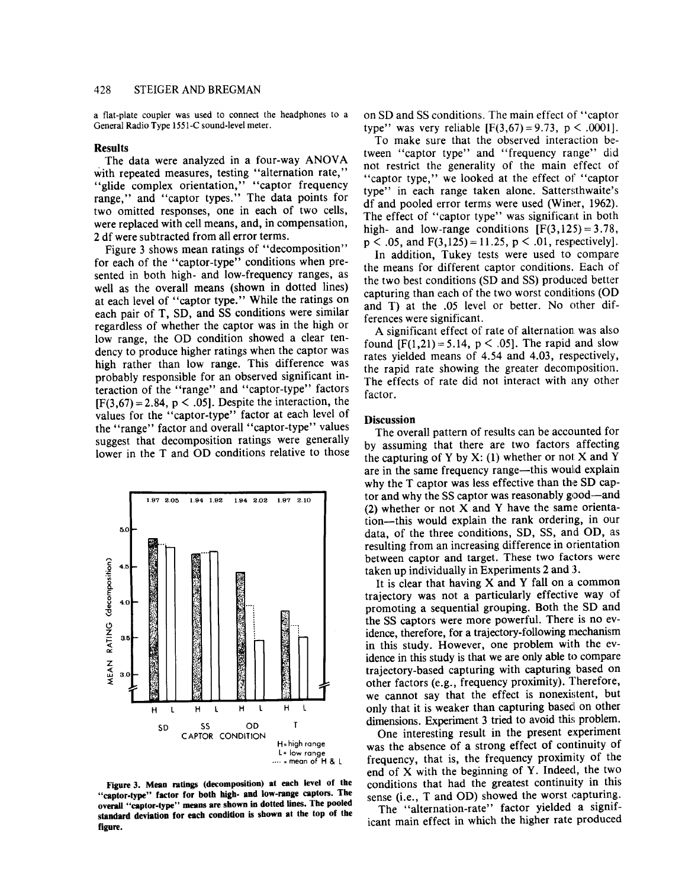a flat-plate coupler was used to connect the headphones to a General Radio Type 1551-C sound-level meter.

## Results

The data were analyzed in a four-way ANOVA with repeated measures, testing "alternation rate," "glide complex orientation," "captor frequency range," and "captor types." The data points for two omitted responses, one in each of two cells, were replaced with cell means, and, in compensation, 2 df were subtracted from all error terms.

Figure 3 shows mean ratings of "decomposition" for each of the "captor-type" conditions when presented in both high- and low-frequency ranges, as well as the overall means (shown in dotted lines) at each level of "captor type." While the ratings on each pair of T, SD, and SS conditions were similar regardless of whether the captor was in the high or low range, the OD condition showed a clear tendency to produce higher ratings when the captor was high rather than low range. This difference was probably responsible for an observed significant interaction of the "range" and "captor-type" factors [$F(3,67) = 2.84$, $p < .05$]. Despite the interaction, the values for the "captor-type" factor at each level of the "range" factor and overall "captor-type" values suggest that decomposition ratings were generally lower in the T and OD conditions relative to those on SD and SS conditions. The main effect of "captor type" was very reliable [$F(3,67) = 9.73$, $p < .0001$].

Figure 3. Mean ratings (decomposition) at each level of the "captor-type" factor for both high- and low-range captors. The overall "captor-type" means are shown in dotted lines. The pooled standard deviation for each condition is shown at the top of the figure.

To make sure that the observed interaction between "captor type" and "frequency range" did not restrict the generality of the main effect of "captor type," we looked at the effect of "captor type" in each range taken alone. Satterthwaite's df and pooled error terms were used (Winer, 1962). The effect of "captor type" was significant in both high- and low-range conditions [$F(3,125) = 3.78$, $p < .05$, and $F(3,125) = 11.25$, $p < .01$, respectively].

In addition, Tukey tests were used to compare the means for different captor conditions. Each of the two best conditions (SD and SS) produced better capturing than each of the two worst conditions (OD and T) at the .05 level or better. No other differences were significant.

A significant effect of rate of alternation was also found [$F(1,21) = 5.14$, $p < .05$]. The rapid and slow rates yielded means of 4.54 and 4.03, respectively, the rapid rate showing the greater decomposition. The effects of rate did not interact with any other factor.

## Discussion

The overall pattern of results can be accounted for by assuming that there are two factors affecting the capturing of Y by X: (1) whether or not X and Y are in the same frequency range—this would explain why the T captor was less effective than the SD captor and why the SS captor was reasonably good—and (2) whether or not X and Y have the same orientation—this would explain the rank ordering, in our data, of the three conditions, SD, SS, and OD, as resulting from an increasing difference in orientation between captor and target. These two factors were taken up individually in Experiments 2 and 3.

It is clear that having X and Y fall on a common trajectory was not a particularly effective way of promoting a sequential grouping. Both the SD and the SS captors were more powerful. There is no evidence, therefore, for a trajectory-following mechanism in this study. However, one problem with the evidence in this study is that we are only able to compare trajectory-based capturing with capturing based on other factors (e.g., frequency proximity). Therefore, we cannot say that the effect is nonexistent, but only that it is weaker than capturing based on other dimensions. Experiment 3 tried to avoid this problem.

One interesting result in the present experiment was the absence of a strong effect of continuity of frequency, that is, the frequency proximity of the end of X with the beginning of Y. Indeed, the two conditions that had the greatest continuity in this sense (i.e., T and OD) showed the worst capturing.

The "alternation-rate" factor yielded a significant main effect in which the higher rate produced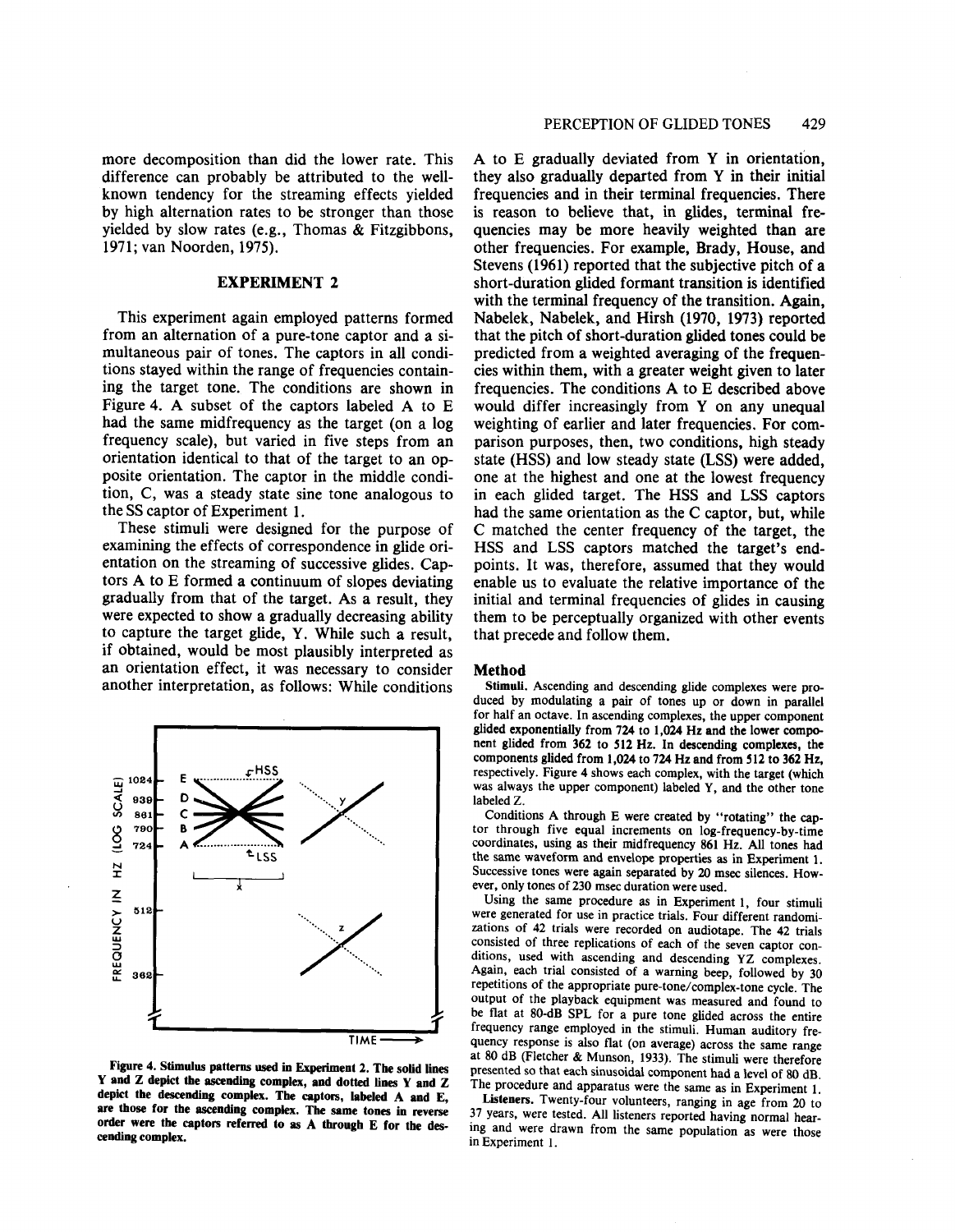more decomposition than did the lower rate. This difference can probably be attributed to the well-known tendency for the streaming effects yielded by high alternation rates to be stronger than those yielded by slow rates (e.g., Thomas & Fitzgibbons, 1971; van Noorden, 1975).

## EXPERIMENT 2

This experiment again employed patterns formed from an alternation of a pure-tone captor and a simultaneous pair of tones. The captors in all conditions stayed within the range of frequencies containing the target tone. The conditions are shown in Figure 4. A subset of the captors labeled A to E had the same midfrequency as the target (on a log frequency scale), but varied in five steps from an orientation identical to that of the target to an opposite orientation. The captor in the middle condition, C, was a steady state sine tone analogous to the SS captor of Experiment 1.

These stimuli were designed for the purpose of examining the effects of correspondence in glide orientation on the streaming of successive glides. Captors A to E formed a continuum of slopes deviating gradually from that of the target. As a result, they were expected to show a gradually decreasing ability to capture the target glide, Y. While such a result, if obtained, would be most plausibly interpreted as an orientation effect, it was necessary to consider another interpretation, as follows: While conditions A to E gradually deviated from Y in orientation, they also gradually departed from Y in their initial frequencies and in their terminal frequencies. There is reason to believe that, in glides, terminal frequencies may be more heavily weighted than are other frequencies. For example, Brady, House, and Stevens (1961) reported that the subjective pitch of a short-duration glided formant transition is identified with the terminal frequency of the transition. Again, Nabelek, Nabelek, and Hirsh (1970, 1973) reported that the pitch of short-duration glided tones could be predicted from a weighted averaging of the frequencies within them, with a greater weight given to later frequencies. The conditions A to E described above would differ increasingly from Y on any unequal weighting of earlier and later frequencies. For comparison purposes, then, two conditions, high steady state (HSS) and low steady state (LSS) were added, one at the highest and one at the lowest frequency in each glided target. The HSS and LSS captors had the same orientation as the C captor, but, while C matched the center frequency of the target, the HSS and LSS captors matched the target's endpoints. It was, therefore, assumed that they would enable us to evaluate the relative importance of the initial and terminal frequencies of glides in causing them to be perceptually organized with other events that precede and follow them.

FREQUENCY IN HZ (LOG SCALE)
1024
939
861
790
724
512
362
E
D
C
B
A
HSS
LSS
X
Y
Z
TIME

**Figure 4. Stimulus patterns used in Experiment 2. The solid lines Y and Z depict the ascending complex, and dotted lines Y and Z depict the descending complex. The captors, labeled A and E, are those for the ascending complex. The same tones in reverse order were the captors referred to as A through E for the descending complex.**

### Method

**Stimuli.** Ascending and descending glide complexes were produced by modulating a pair of tones up or down in parallel for half an octave. In ascending complexes, the upper component glided exponentially from 724 to 1,024 Hz and the lower component glided from 362 to 512 Hz. In descending complexes, the components glided from 1,024 to 724 Hz and from 512 to 362 Hz, respectively. Figure 4 shows each complex, with the target (which was always the upper component) labeled Y, and the other tone labeled Z.

Conditions A through E were created by "rotating" the captor through five equal increments on log-frequency-by-time coordinates, using as their midfrequency 861 Hz. All tones had the same waveform and envelope properties as in Experiment 1. Successive tones were again separated by 20 msec silences. However, only tones of 230 msec duration were used.

Using the same procedure as in Experiment 1, four stimuli were generated for use in practice trials. Four different randomizations of 42 trials were recorded on audiotape. The 42 trials consisted of three replications of each of the seven captor conditions, used with ascending and descending YZ complexes. Again, each trial consisted of a warning beep, followed by 30 repetitions of the appropriate pure-tone/complex-tone cycle. The output of the playback equipment was measured and found to be flat at 80-dB SPL for a pure tone glided across the entire frequency range employed in the stimuli. Human auditory frequency response is also flat (on average) across the same range at 80 dB (Fletcher & Munson, 1933). The stimuli were therefore presented so that each sinusoidal component had a level of 80 dB. The procedure and apparatus were the same as in Experiment 1.

**Listeners.** Twenty-four volunteers, ranging in age from 20 to 37 years, were tested. All listeners reported having normal hearing and were drawn from the same population as were those in Experiment 1.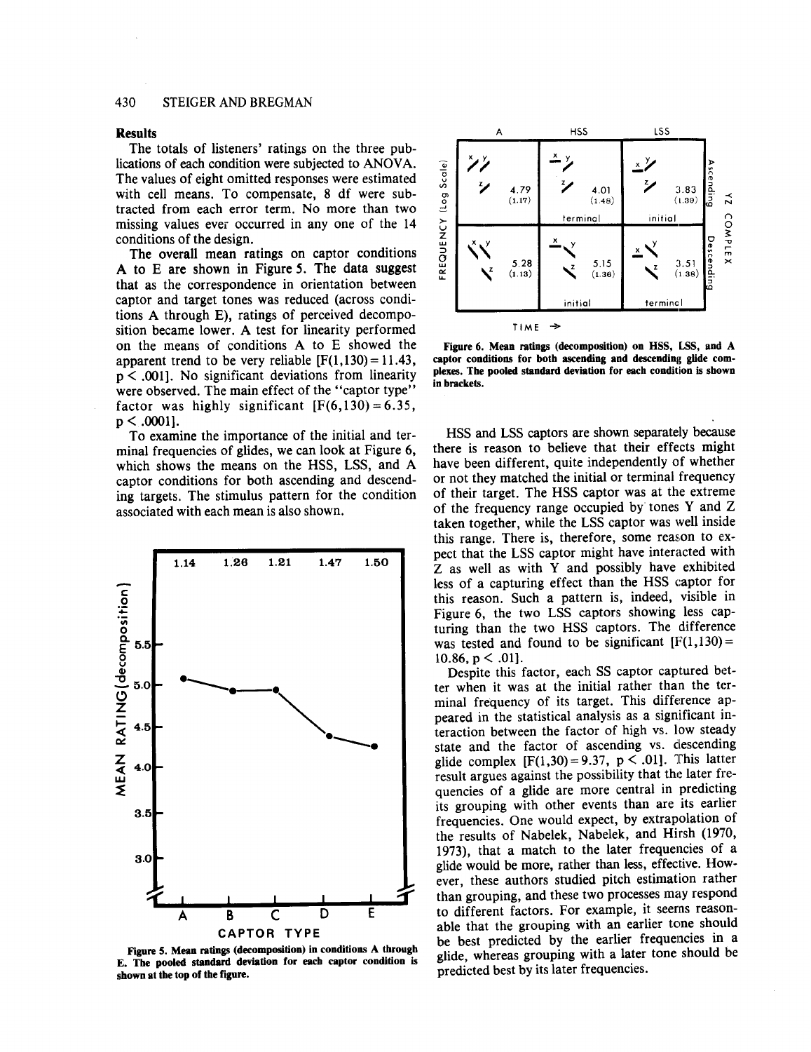## Results

The totals of listeners' ratings on the three publications of each condition were subjected to ANOVA. The values of eight omitted responses were estimated with cell means. To compensate, 8 df were subtracted from each error term. No more than two missing values ever occurred in any one of the 14 conditions of the design.

The overall mean ratings on captor conditions A to E are shown in Figure 5. The data suggest that as the correspondence in orientation between captor and target tones was reduced (across conditions A through E), ratings of perceived decomposition became lower. A test for linearity performed on the means of conditions A to E showed the apparent trend to be very reliable [$F(1,130) = 11.43$, $p < .001$]. No significant deviations from linearity were observed. The main effect of the "captor type" factor was highly significant [$F(6,130) = 6.35$, $p < .0001$].

To examine the importance of the initial and terminal frequencies of glides, we can look at Figure 6, which shows the means on the HSS, LSS, and A captor conditions for both ascending and descending targets. The stimulus pattern for the condition associated with each mean is also shown.

**Figure 5. Mean ratings (decomposition) in conditions A through E. The pooled standard deviation for each captor condition is shown at the top of the figure.**

**Figure 6. Mean ratings (decomposition) on HSS, LSS, and A captor conditions for both ascending and descending glide complexes. The pooled standard deviation for each condition is shown in brackets.**

HSS and LSS captors are shown separately because there is reason to believe that their effects might have been different, quite independently of whether or not they matched the initial or terminal frequency of their target. The HSS captor was at the extreme of the frequency range occupied by tones Y and Z taken together, while the LSS captor was well inside this range. There is, therefore, some reason to expect that the LSS captor might have interacted with Z as well as with Y and possibly have exhibited less of a capturing effect than the HSS captor for this reason. Such a pattern is, indeed, visible in Figure 6, the two LSS captors showing less capturing than the two HSS captors. The difference was tested and found to be significant [$F(1,130) = 10.86$, $p < .01$].

Despite this factor, each SS captor captured better when it was at the initial rather than the terminal frequency of its target. This difference appeared in the statistical analysis as a significant interaction between the factor of high vs. low steady state and the factor of ascending vs. descending glide complex [$F(1,30) = 9.37$, $p < .01$]. This latter result argues against the possibility that the later frequencies of a glide are more central in predicting its grouping with other events than are its earlier frequencies. One would expect, by extrapolation of the results of Nabelek, Nabelek, and Hirsh (1970, 1973), that a match to the later frequencies of a glide would be more, rather than less, effective. However, these authors studied pitch estimation rather than grouping, and these two processes may respond to different factors. For example, it seems reasonable that the grouping with an earlier tone should be best predicted by the earlier frequencies in a glide, whereas grouping with a later tone should be predicted best by its later frequencies.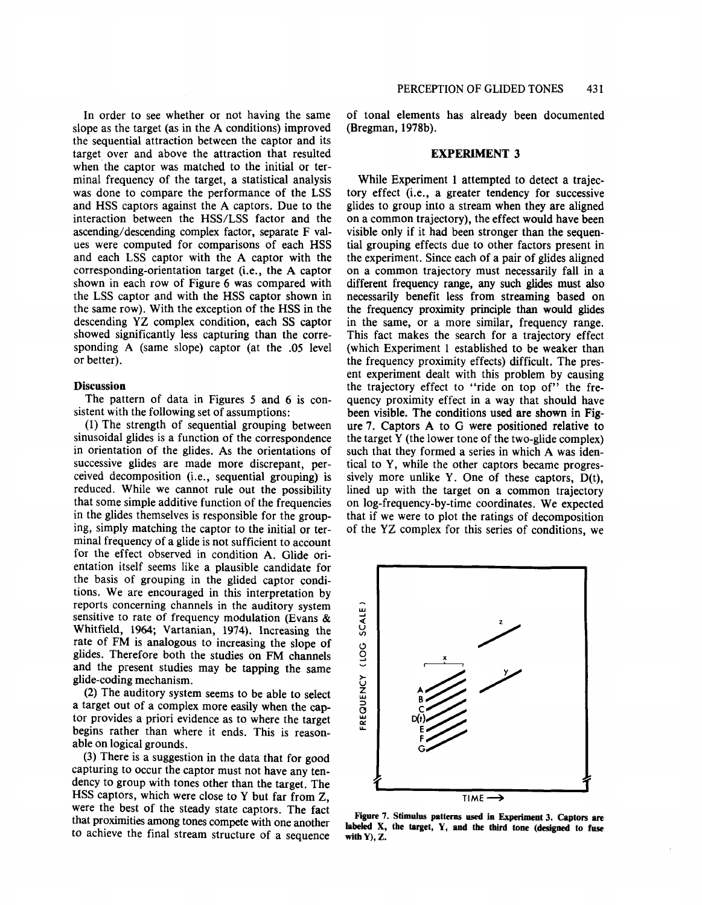In order to see whether or not having the same slope as the target (as in the A conditions) improved the sequential attraction between the captor and its target over and above the attraction that resulted when the captor was matched to the initial or terminal frequency of the target, a statistical analysis was done to compare the performance of the LSS and HSS captors against the A captors. Due to the interaction between the HSS/LSS factor and the ascending/descending complex factor, separate F values were computed for comparisons of each HSS and each LSS captor with the A captor with the corresponding-orientation target (i.e., the A captor shown in each row of Figure 6 was compared with the LSS captor and with the HSS captor shown in the same row). With the exception of the HSS in the descending YZ complex condition, each SS captor showed significantly less capturing than the corresponding A (same slope) captor (at the .05 level or better).

### Discussion

The pattern of data in Figures 5 and 6 is consistent with the following set of assumptions:

(1) The strength of sequential grouping between sinusoidal glides is a function of the correspondence in orientation of the glides. As the orientations of successive glides are made more discrepant, perceived decomposition (i.e., sequential grouping) is reduced. While we cannot rule out the possibility that some simple additive function of the frequencies in the glides themselves is responsible for the grouping, simply matching the captor to the initial or terminal frequency of a glide is not sufficient to account for the effect observed in condition A. Glide orientation itself seems like a plausible candidate for the basis of grouping in the glided captor conditions. We are encouraged in this interpretation by reports concerning channels in the auditory system sensitive to rate of frequency modulation (Evans & Whitfield, 1964; Vartanian, 1974). Increasing the rate of FM is analogous to increasing the slope of glides. Therefore both the studies on FM channels and the present studies may be tapping the same glide-coding mechanism.

(2) The auditory system seems to be able to select a target out of a complex more easily when the captor provides a priori evidence as to where the target begins rather than where it ends. This is reasonable on logical grounds.

(3) There is a suggestion in the data that for good capturing to occur the captor must not have any tendency to group with tones other than the target. The HSS captors, which were close to Y but far from Z, were the best of the steady state captors. The fact that proximities among tones compete with one another to achieve the final stream structure of a sequence of tonal elements has already been documented (Bregman, 1978b).

## EXPERIMENT 3

While Experiment 1 attempted to detect a trajectory effect (i.e., a greater tendency for successive glides to group into a stream when they are aligned on a common trajectory), the effect would have been visible only if it had been stronger than the sequential grouping effects due to other factors present in the experiment. Since each of a pair of glides aligned on a common trajectory must necessarily fall in a different frequency range, any such glides must also necessarily benefit less from streaming based on the frequency proximity principle than would glides in the same, or a more similar, frequency range. This fact makes the search for a trajectory effect (which Experiment 1 established to be weaker than the frequency proximity effects) difficult. The present experiment dealt with this problem by causing the trajectory effect to "ride on top of" the frequency proximity effect in a way that should have been visible. The conditions used are shown in Figure 7. Captors A to G were positioned relative to the target Y (the lower tone of the two-glide complex) such that they formed a series in which A was identical to Y, while the other captors became progressively more unlike Y. One of these captors, D(t), lined up with the target on a common trajectory on log-frequency-by-time coordinates. We expected that if we were to plot the ratings of decomposition of the YZ complex for this series of conditions, we

**Figure 7. Stimulus patterns used in Experiment 3. Captors are labeled X, the target, Y, and the third tone (designed to fuse with Y), Z.**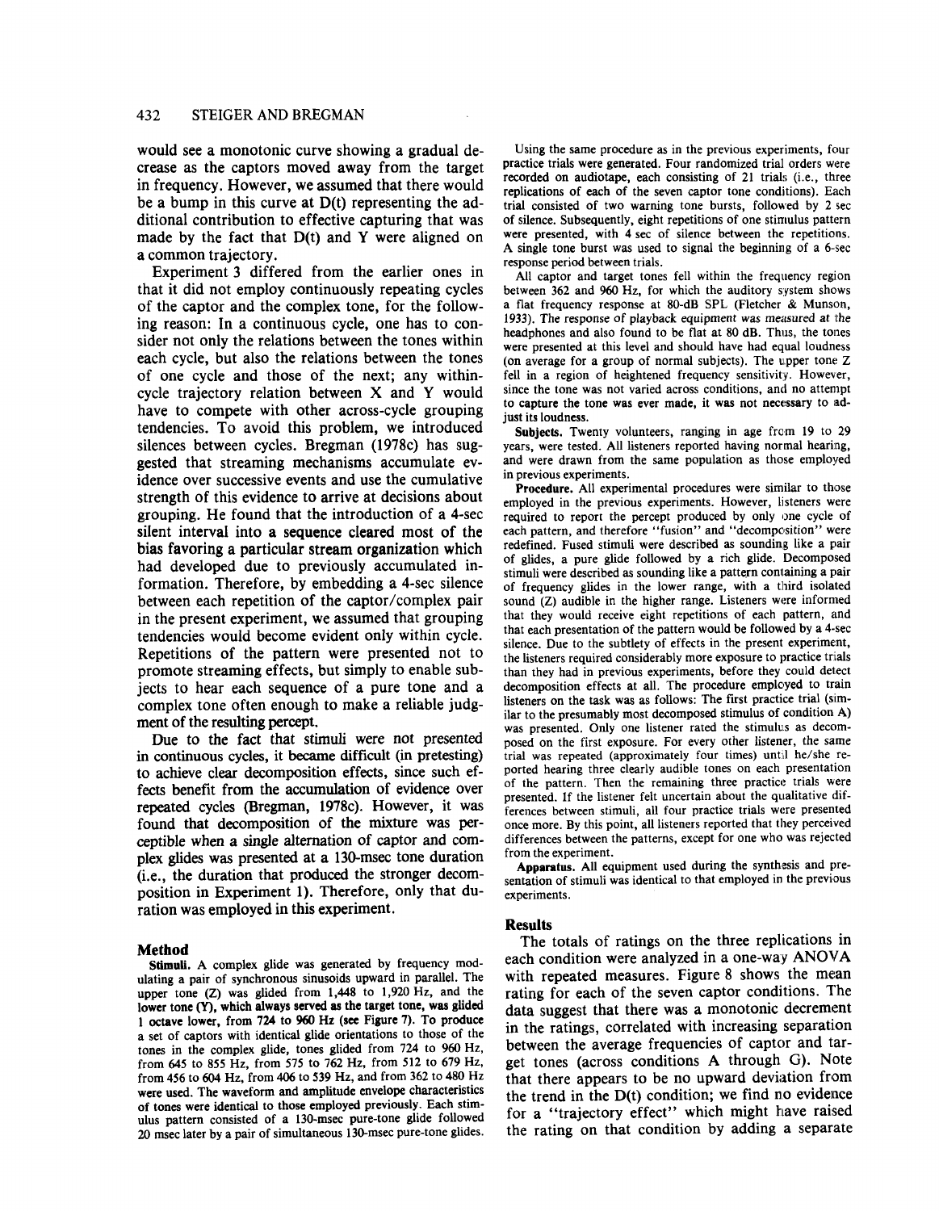would see a monotonic curve showing a gradual decrease as the captors moved away from the target in frequency. However, we assumed that there would be a bump in this curve at D(t) representing the additional contribution to effective capturing that was made by the fact that D(t) and Y were aligned on a common trajectory.

Experiment 3 differed from the earlier ones in that it did not employ continuously repeating cycles of the captor and the complex tone, for the following reason: In a continuous cycle, one has to consider not only the relations between the tones within each cycle, but also the relations between the tones of one cycle and those of the next; any within-cycle trajectory relation between X and Y would have to compete with other across-cycle grouping tendencies. To avoid this problem, we introduced silences between cycles. Bregman (1978c) has suggested that streaming mechanisms accumulate evidence over successive events and use the cumulative strength of this evidence to arrive at decisions about grouping. He found that the introduction of a 4-sec silent interval into a sequence cleared most of the bias favoring a particular stream organization which had developed due to previously accumulated information. Therefore, by embedding a 4-sec silence between each repetition of the captor/complex pair in the present experiment, we assumed that grouping tendencies would become evident only within cycle. Repetitions of the pattern were presented not to promote streaming effects, but simply to enable subjects to hear each sequence of a pure tone and a complex tone often enough to make a reliable judgment of the resulting percept.

Due to the fact that stimuli were not presented in continuous cycles, it became difficult (in pretesting) to achieve clear decomposition effects, since such effects benefit from the accumulation of evidence over repeated cycles (Bregman, 1978c). However, it was found that decomposition of the mixture was perceptible when a single alternation of captor and complex glides was presented at a 130-msec tone duration (i.e., the duration that produced the stronger decomposition in Experiment 1). Therefore, only that duration was employed in this experiment.

## Method

**Stimuli.** A complex glide was generated by frequency modulating a pair of synchronous sinusoids upward in parallel. The upper tone (Z) was glided from 1,448 to 1,920 Hz, and the lower tone (Y), which always served as the target tone, was glided 1 octave lower, from 724 to 960 Hz (see Figure 7). To produce a set of captors with identical glide orientations to those of the tones in the complex glide, tones glided from 724 to 960 Hz, from 645 to 855 Hz, from 575 to 762 Hz, from 512 to 679 Hz, from 456 to 604 Hz, from 406 to 539 Hz, and from 362 to 480 Hz were used. The waveform and amplitude envelope characteristics of tones were identical to those employed previously. Each stimulus pattern consisted of a 130-msec pure-tone glide followed 20 msec later by a pair of simultaneous 130-msec pure-tone glides.

Using the same procedure as in the previous experiments, four practice trials were generated. Four randomized trial orders were recorded on audiotape, each consisting of 21 trials (i.e., three replications of each of the seven captor tone conditions). Each trial consisted of two warning tone bursts, followed by 2 sec of silence. Subsequently, eight repetitions of one stimulus pattern were presented, with 4 sec of silence between the repetitions. A single tone burst was used to signal the beginning of a 6-sec response period between trials.

All captor and target tones fell within the frequency region between 362 and 960 Hz, for which the auditory system shows a flat frequency response at 80-dB SPL (Fletcher & Munson, 1933). The response of playback equipment was measured at the headphones and also found to be flat at 80 dB. Thus, the tones were presented at this level and should have had equal loudness (on average for a group of normal subjects). The upper tone Z fell in a region of heightened frequency sensitivity. However, since the tone was not varied across conditions, and no attempt to capture the tone was ever made, it was not necessary to adjust its loudness.

**Subjects.** Twenty volunteers, ranging in age from 19 to 29 years, were tested. All listeners reported having normal hearing, and were drawn from the same population as those employed in previous experiments.

**Procedure.** All experimental procedures were similar to those employed in the previous experiments. However, listeners were required to report the percept produced by only one cycle of each pattern, and therefore "fusion" and "decomposition" were redefined. Fused stimuli were described as sounding like a pair of glides, a pure glide followed by a rich glide. Decomposed stimuli were described as sounding like a pattern containing a pair of frequency glides in the lower range, with a third isolated sound (Z) audible in the higher range. Listeners were informed that they would receive eight repetitions of each pattern, and that each presentation of the pattern would be followed by a 4-sec silence. Due to the subtlety of effects in the present experiment, the listeners required considerably more exposure to practice trials than they had in previous experiments, before they could detect decomposition effects at all. The procedure employed to train listeners on the task was as follows: The first practice trial (similar to the presumably most decomposed stimulus of condition A) was presented. Only one listener rated the stimulus as decomposed on the first exposure. For every other listener, the same trial was repeated (approximately four times) until he/she reported hearing three clearly audible tones on each presentation of the pattern. Then the remaining three practice trials were presented. If the listener felt uncertain about the qualitative differences between stimuli, all four practice trials were presented once more. By this point, all listeners reported that they perceived differences between the patterns, except for one who was rejected from the experiment.

**Apparatus.** All equipment used during the synthesis and presentation of stimuli was identical to that employed in the previous experiments.

## Results

The totals of ratings on the three replications in each condition were analyzed in a one-way ANOVA with repeated measures. Figure 8 shows the mean rating for each of the seven captor conditions. The data suggest that there was a monotonic decrement in the ratings, correlated with increasing separation between the average frequencies of captor and target tones (across conditions A through G). Note that there appears to be no upward deviation from the trend in the D(t) condition; we find no evidence for a "trajectory effect" which might have raised the rating on that condition by adding a separate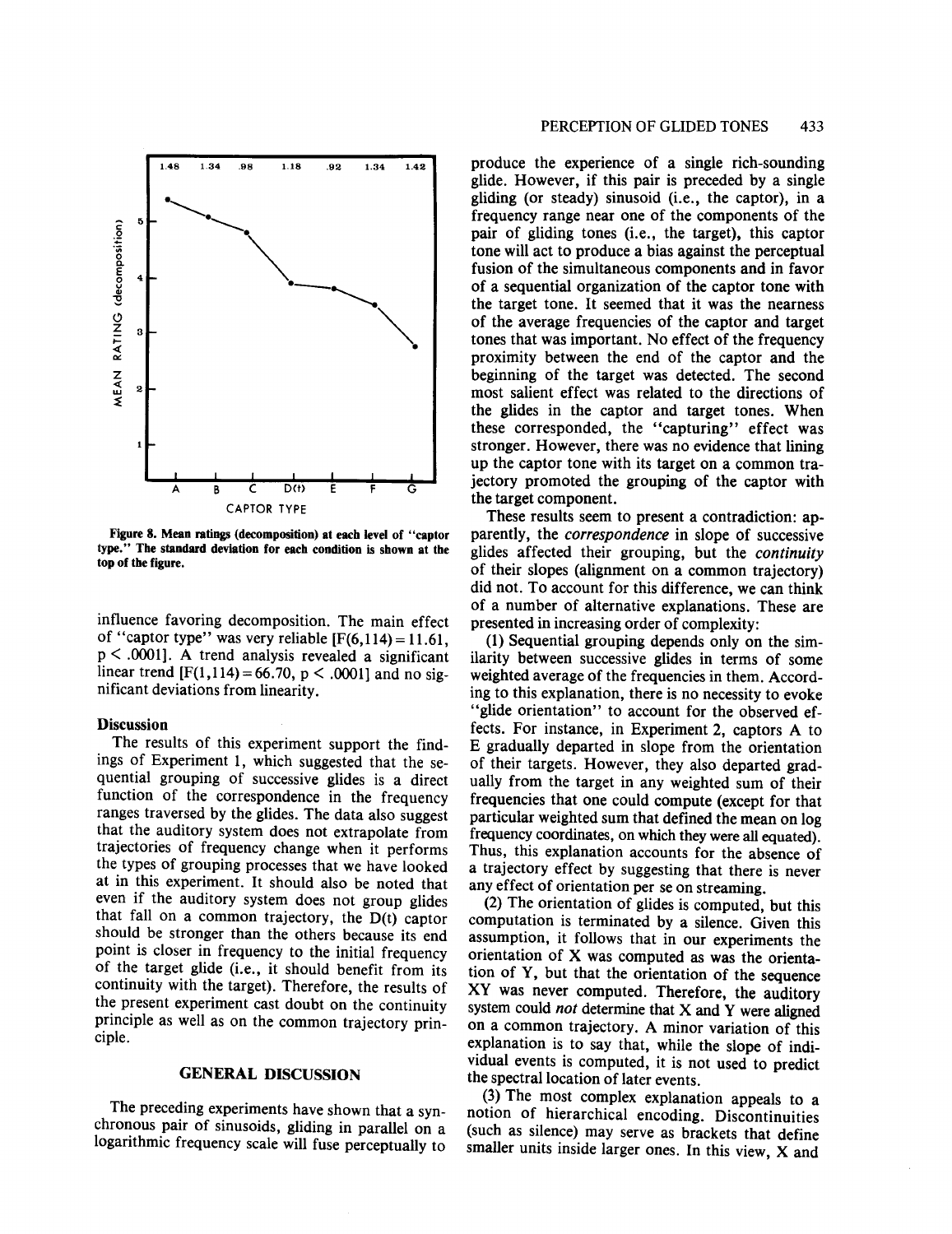1.48 1.34 .98 1.18 .92 1.34 1.42

MEAN RATING (decomposition)

5
4
3
2
1

A B C D(t) E F G

CAPTOR TYPE

**Figure 8. Mean ratings (decomposition) at each level of "captor type." The standard deviation for each condition is shown at the top of the figure.**

influence favoring decomposition. The main effect of "captor type" was very reliable [$F(6,114) = 11.61$, $p < .0001$]. A trend analysis revealed a significant linear trend [$F(1,114) = 66.70$, $p < .0001$] and no significant deviations from linearity.

### Discussion

The results of this experiment support the findings of Experiment 1, which suggested that the sequential grouping of successive glides is a direct function of the correspondence in the frequency ranges traversed by the glides. The data also suggest that the auditory system does not extrapolate from trajectories of frequency change when it performs the types of grouping processes that we have looked at in this experiment. It should also be noted that even if the auditory system does not group glides that fall on a common trajectory, the D(t) captor should be stronger than the others because its end point is closer in frequency to the initial frequency of the target glide (i.e., it should benefit from its continuity with the target). Therefore, the results of the present experiment cast doubt on the continuity principle as well as on the common trajectory principle.

## GENERAL DISCUSSION

The preceding experiments have shown that a synchronous pair of sinusoids, gliding in parallel on a logarithmic frequency scale will fuse perceptually to produce the experience of a single rich-sounding glide. However, if this pair is preceded by a single gliding (or steady) sinusoid (i.e., the captor), in a frequency range near one of the components of the pair of gliding tones (i.e., the target), this captor tone will act to produce a bias against the perceptual fusion of the simultaneous components and in favor of a sequential organization of the captor tone with the target tone. It seemed that it was the nearness of the average frequencies of the captor and target tones that was important. No effect of the frequency proximity between the end of the captor and the beginning of the target was detected. The second most salient effect was related to the directions of the glides in the captor and target tones. When these corresponded, the "capturing" effect was stronger. However, there was no evidence that lining up the captor tone with its target on a common trajectory promoted the grouping of the captor with the target component.

These results seem to present a contradiction: apparently, the *correspondence* in slope of successive glides affected their grouping, but the *continuity* of their slopes (alignment on a common trajectory) did not. To account for this difference, we can think of a number of alternative explanations. These are presented in increasing order of complexity:

(1) Sequential grouping depends only on the similarity between successive glides in terms of some weighted average of the frequencies in them. According to this explanation, there is no necessity to evoke "glide orientation" to account for the observed effects. For instance, in Experiment 2, captors A to E gradually departed in slope from the orientation of their targets. However, they also departed gradually from the target in any weighted sum of their frequencies that one could compute (except for that particular weighted sum that defined the mean on log frequency coordinates, on which they were all equated). Thus, this explanation accounts for the absence of a trajectory effect by suggesting that there is never any effect of orientation per se on streaming.

(2) The orientation of glides is computed, but this computation is terminated by a silence. Given this assumption, it follows that in our experiments the orientation of X was computed as was the orientation of Y, but that the orientation of the sequence XY was never computed. Therefore, the auditory system could *not* determine that X and Y were aligned on a common trajectory. A minor variation of this explanation is to say that, while the slope of individual events is computed, it is not used to predict the spectral location of later events.

(3) The most complex explanation appeals to a notion of hierarchical encoding. Discontinuities (such as silence) may serve as brackets that define smaller units inside larger ones. In this view, X and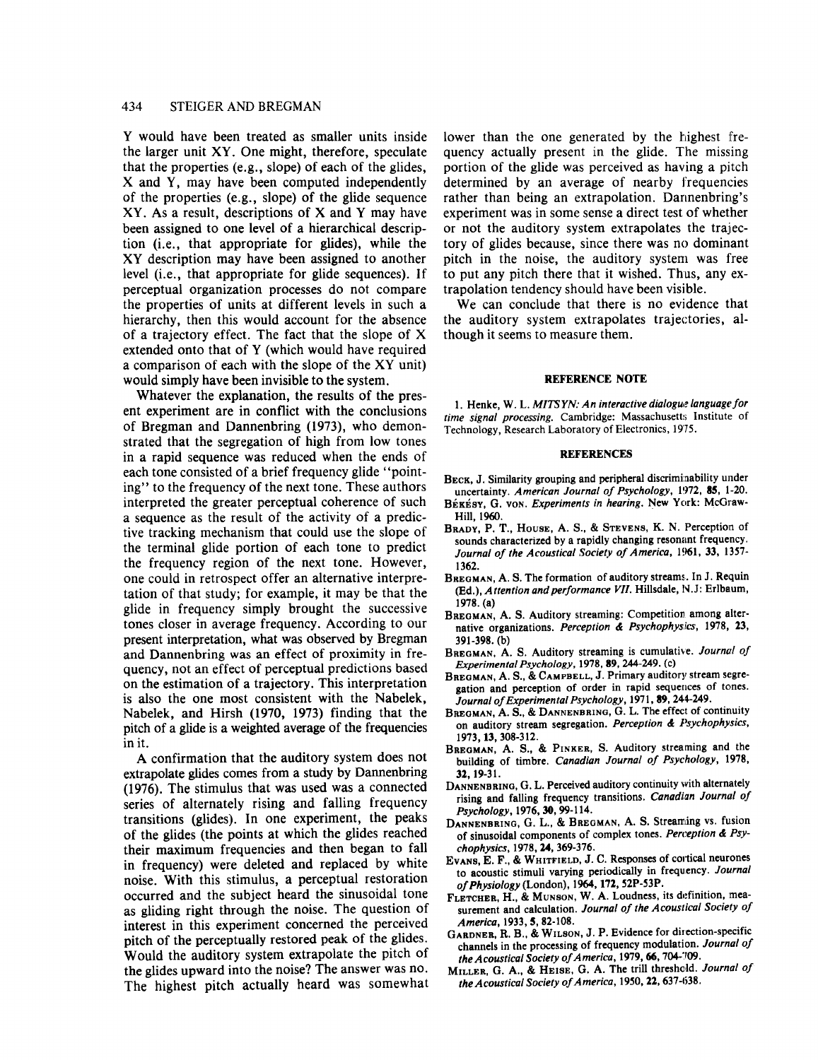Y would have been treated as smaller units inside the larger unit XY. One might, therefore, speculate that the properties (e.g., slope) of each of the glides, X and Y, may have been computed independently of the properties (e.g., slope) of the glide sequence XY. As a result, descriptions of X and Y may have been assigned to one level of a hierarchical description (i.e., that appropriate for glides), while the XY description may have been assigned to another level (i.e., that appropriate for glide sequences). If perceptual organization processes do not compare the properties of units at different levels in such a hierarchy, then this would account for the absence of a trajectory effect. The fact that the slope of X extended onto that of Y (which would have required a comparison of each with the slope of the XY unit) would simply have been invisible to the system.

Whatever the explanation, the results of the present experiment are in conflict with the conclusions of Bregman and Dannenbring (1973), who demonstrated that the segregation of high from low tones in a rapid sequence was reduced when the ends of each tone consisted of a brief frequency glide "pointing" to the frequency of the next tone. These authors interpreted the greater perceptual coherence of such a sequence as the result of the activity of a predictive tracking mechanism that could use the slope of the terminal glide portion of each tone to predict the frequency region of the next tone. However, one could in retrospect offer an alternative interpretation of that study; for example, it may be that the glide in frequency simply brought the successive tones closer in average frequency. According to our present interpretation, what was observed by Bregman and Dannenbring was an effect of proximity in frequency, not an effect of perceptual predictions based on the estimation of a trajectory. This interpretation is also the one most consistent with the Nabelek, Nabelek, and Hirsh (1970, 1973) finding that the pitch of a glide is a weighted average of the frequencies in it.

A confirmation that the auditory system does not extrapolate glides comes from a study by Dannenbring (1976). The stimulus that was used was a connected series of alternately rising and falling frequency transitions (glides). In one experiment, the peaks of the glides (the points at which the glides reached their maximum frequencies and then began to fall in frequency) were deleted and replaced by white noise. With this stimulus, a perceptual restoration occurred and the subject heard the sinusoidal tone as gliding right through the noise. The question of interest in this experiment concerned the perceived pitch of the perceptually restored peak of the glides. Would the auditory system extrapolate the pitch of the glides upward into the noise? The answer was no. The highest pitch actually heard was somewhat lower than the one generated by the highest frequency actually present in the glide. The missing portion of the glide was perceived as having a pitch determined by an average of nearby frequencies rather than being an extrapolation. Dannenbring's experiment was in some sense a direct test of whether or not the auditory system extrapolates the trajectory of glides because, since there was no dominant pitch in the noise, the auditory system was free to put any pitch there that it wished. Thus, any extrapolation tendency should have been visible.

We can conclude that there is no evidence that the auditory system extrapolates trajectories, although it seems to measure them.

## REFERENCE NOTE

1. Henke, W. L. *MITSYN: An interactive dialogue language for time signal processing.* Cambridge: Massachusetts Institute of Technology, Research Laboratory of Electronics, 1975.

## REFERENCES

Beck, J. Similarity grouping and peripheral discriminability under uncertainty. *American Journal of Psychology*, 1972, **85**, 1-20.

Békésy, G. von. *Experiments in hearing.* New York: McGraw-Hill, 1960.

Brady, P. T., House, A. S., & Stevens, K. N. Perception of sounds characterized by a rapidly changing resonant frequency. *Journal of the Acoustical Society of America*, 1961, **33**, 1357-1362.

Bregman, A. S. The formation of auditory streams. In J. Requin (Ed.), *Attention and performance VII.* Hillsdale, N.J: Erlbaum, 1978. (a)

Bregman, A. S. Auditory streaming: Competition among alternative organizations. *Perception & Psychophysics*, 1978, **23**, 391-398. (b)

Bregman, A. S. Auditory streaming is cumulative. *Journal of Experimental Psychology*, 1978, **89**, 244-249. (c)

Bregman, A. S., & Campbell, J. Primary auditory stream segregation and perception of order in rapid sequences of tones. *Journal of Experimental Psychology*, 1971, **89**, 244-249.

Bregman, A. S., & Dannenbring, G. L. The effect of continuity on auditory stream segregation. *Perception & Psychophysics*, 1973, **13**, 308-312.

Bregman, A. S., & Pinker, S. Auditory streaming and the building of timbre. *Canadian Journal of Psychology*, 1978, **32**, 19-31.

Dannenbring, G. L. Perceived auditory continuity with alternately rising and falling frequency transitions. *Canadian Journal of Psychology*, 1976, **30**, 99-114.

Dannenbring, G. L., & Bregman, A. S. Streaming vs. fusion of sinusoidal components of complex tones. *Perception & Psychophysics*, 1978, **24**, 369-376.

Evans, E. F., & Whitfield, J. C. Responses of cortical neurones to acoustic stimuli varying periodically in frequency. *Journal of Physiology* (London), 1964, **172**, 52P-53P.

Fletcher, H., & Munson, W. A. Loudness, its definition, measurement and calculation. *Journal of the Acoustical Society of America*, 1933, **5**, 82-108.

Gardner, R. B., & Wilson, J. P. Evidence for direction-specific channels in the processing of frequency modulation. *Journal of the Acoustical Society of America*, 1979, **66**, 704-709.

Miller, G. A., & Heise, G. A. The trill threshold. *Journal of the Acoustical Society of America*, 1950, **22**, 637-638.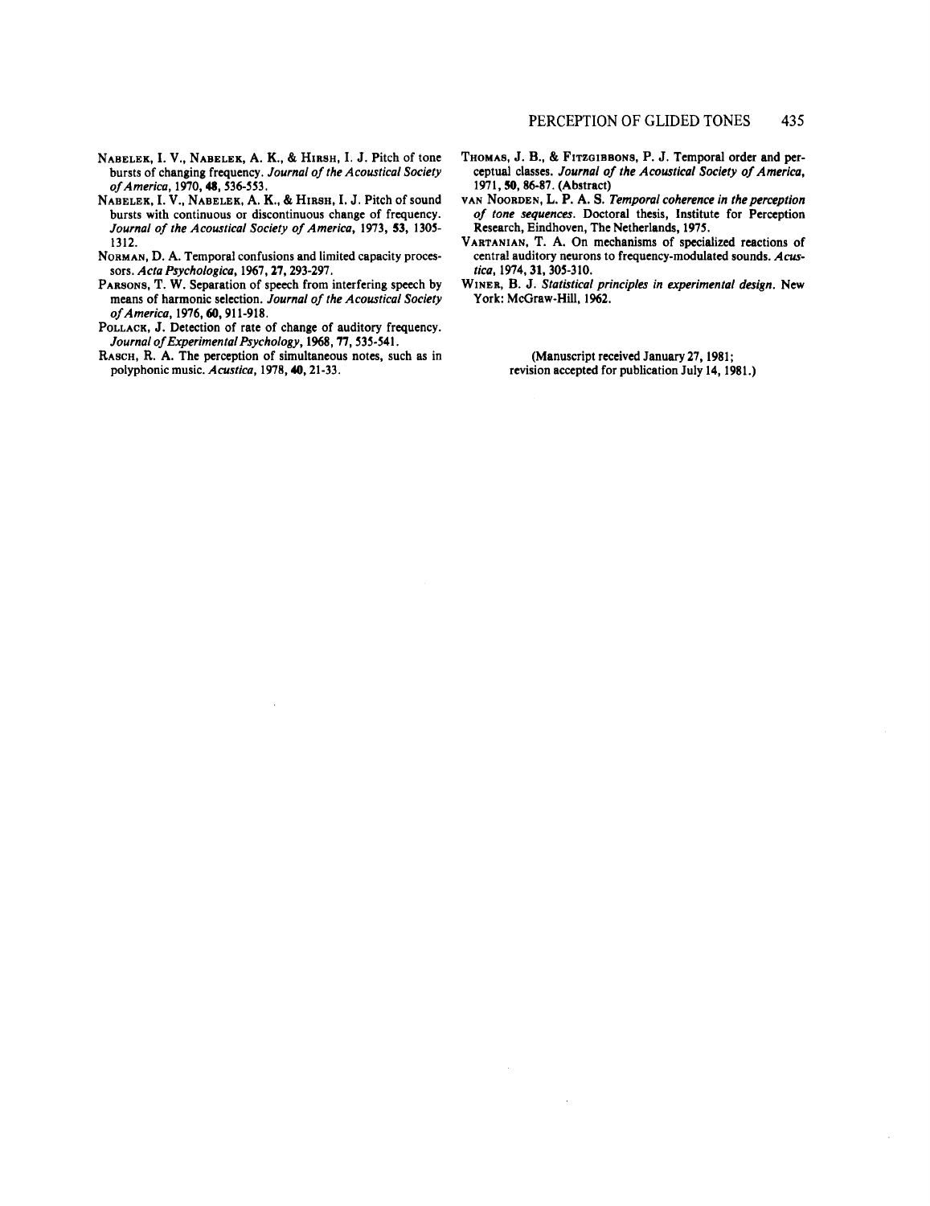Nabelek, I. V., Nabelek, A. K., & Hirsh, I. J. Pitch of tone bursts of changing frequency. *Journal of the Acoustical Society of America*, 1970, **48**, 536-553.

Nabelek, I. V., Nabelek, A. K., & Hirsh, I. J. Pitch of sound bursts with continuous or discontinuous change of frequency. *Journal of the Acoustical Society of America*, 1973, **53**, 1305-1312.

Norman, D. A. Temporal confusions and limited capacity processors. *Acta Psychologica*, 1967, **27**, 293-297.

Parsons, T. W. Separation of speech from interfering speech by means of harmonic selection. *Journal of the Acoustical Society of America*, 1976, **60**, 911-918.

Pollack, J. Detection of rate of change of auditory frequency. *Journal of Experimental Psychology*, 1968, **77**, 535-541.

Rasch, R. A. The perception of simultaneous notes, such as in polyphonic music. *Acustica*, 1978, **40**, 21-33.

Thomas, J. B., & Fitzgibbons, P. J. Temporal order and perceptual classes. *Journal of the Acoustical Society of America*, 1971, **50**, 86-87. (Abstract)

van Noorden, L. P. A. S. *Temporal coherence in the perception of tone sequences*. Doctoral thesis, Institute for Perception Research, Eindhoven, The Netherlands, 1975.

Vartanian, T. A. On mechanisms of specialized reactions of central auditory neurons to frequency-modulated sounds. *Acustica*, 1974, **31**, 305-310.

Winer, B. J. *Statistical principles in experimental design*. New York: McGraw-Hill, 1962.

(Manuscript received January 27, 1981;
revision accepted for publication July 14, 1981.)